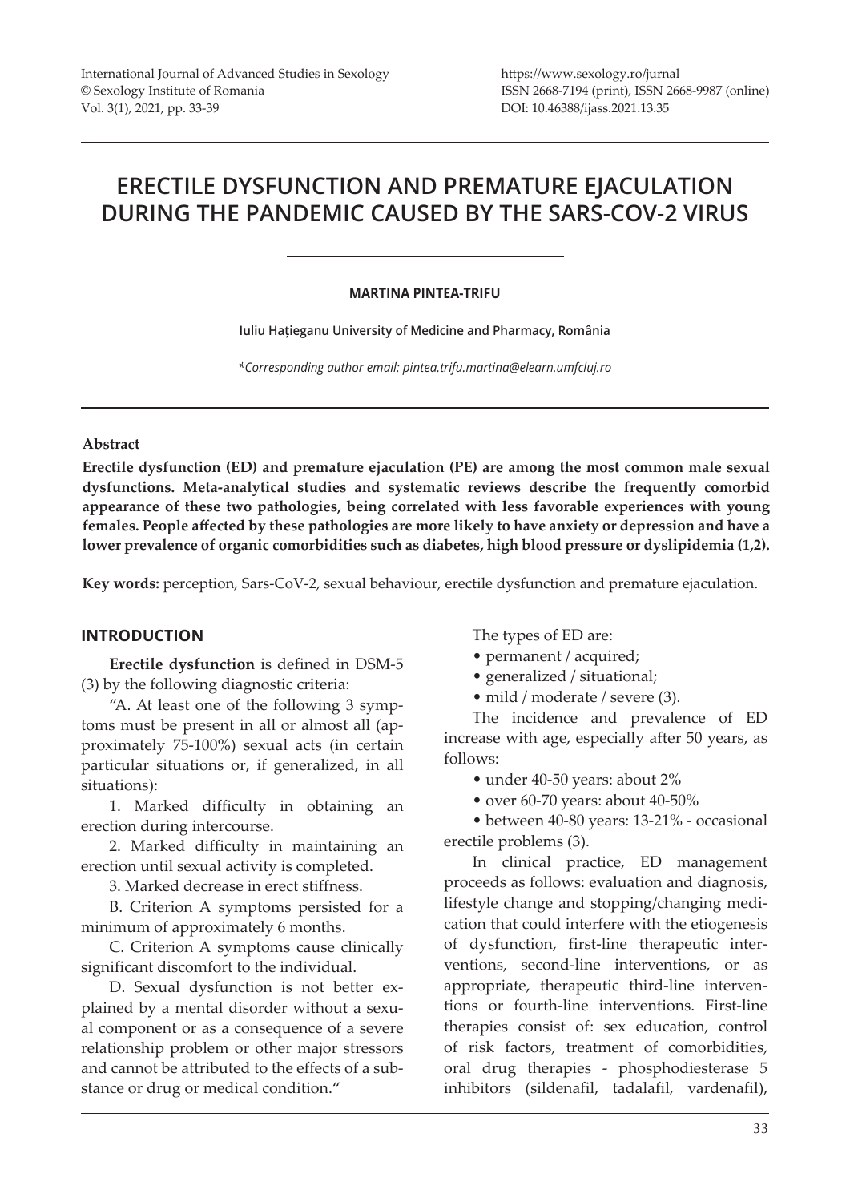# ERECTILE DYSFUNCTION AND PREMATURE EJACULATION DURING THE PANDEMIC CAUSED BY THE SARS-COV-2 VIRUS

**MARTINA PINTEA-TRIFU**

**Iuliu Hațieganu University of Medicine and Pharmacy, România**

*\*Corresponding author email: pintea.trifu.martina@elearn.umfcluj.ro*

**Abstract**

**Erectile dysfunction (ED) and premature ejaculation (PE) are among the most common male sexual dysfunctions. Meta-analytical studies and systematic reviews describe the frequently comorbid appearance of these two pathologies, being correlated with less favorable experiences with young females. People affected by these pathologies are more likely to have anxiety or depression and have a lower prevalence of organic comorbidities such as diabetes, high blood pressure or dyslipidemia (1,2).**

**Key words:** perception, Sars-CoV-2, sexual behaviour, erectile dysfunction and premature ejaculation.

## INTRODUCTION

**Erectile dysfunction** is defined in DSM-5 (3) by the following diagnostic criteria:

"A. At least one of the following 3 symptoms must be present in all or almost all (approximately 75-100%) sexual acts (in certain particular situations or, if generalized, in all situations):

1. Marked difficulty in obtaining an erection during intercourse.

2. Marked difficulty in maintaining an erection until sexual activity is completed.

3. Marked decrease in erect stiffness.

B. Criterion A symptoms persisted for a minimum of approximately 6 months.

C. Criterion A symptoms cause clinically significant discomfort to the individual.

D. Sexual dysfunction is not better explained by a mental disorder without a sexual component or as a consequence of a severe relationship problem or other major stressors and cannot be attributed to the effects of a substance or drug or medical condition."

The types of ED are:

- permanent / acquired;
- generalized / situational;
- mild / moderate / severe (3).

The incidence and prevalence of ED increase with age, especially after 50 years, as follows:

- under 40-50 years: about 2%
- over 60-70 years: about 40-50%
- between 40-80 years: 13-21% - occasional erectile problems (3).

In clinical practice, ED management proceeds as follows: evaluation and diagnosis, lifestyle change and stopping/changing medication that could interfere with the etiogenesis of dysfunction, first-line therapeutic interventions, second-line interventions, or as appropriate, therapeutic third-line interventions or fourth-line interventions. First-line therapies consist of: sex education, control of risk factors, treatment of comorbidities, oral drug therapies - phosphodiesterase 5 inhibitors (sildenafil, tadalafil, vardenafil),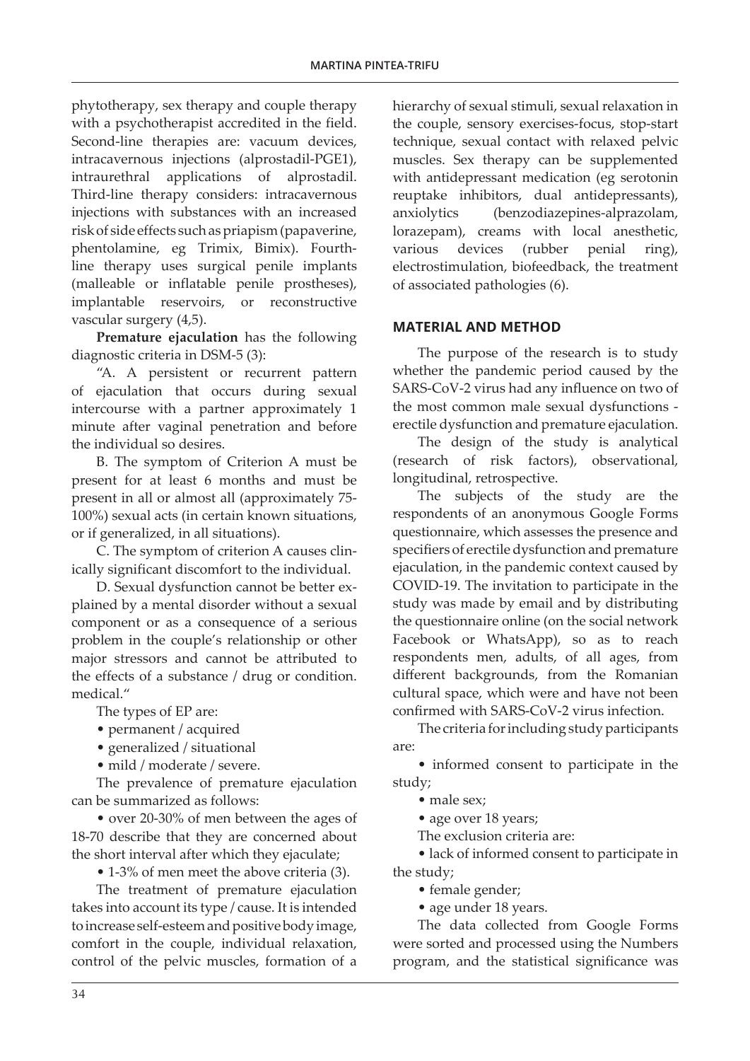phytotherapy, sex therapy and couple therapy with a psychotherapist accredited in the field. Second-line therapies are: vacuum devices, intracavernous injections (alprostadil-PGE1), intraurethral applications of alprostadil. Third-line therapy considers: intracavernous injections with substances with an increased risk of side effects such as priapism (papaverine, phentolamine, eg Trimix, Bimix). Fourth-line therapy uses surgical penile implants (malleable or inflatable penile prostheses), implantable reservoirs, or reconstructive vascular surgery (4,5).

**Premature ejaculation** has the following diagnostic criteria in DSM-5 (3):

"A. A persistent or recurrent pattern of ejaculation that occurs during sexual intercourse with a partner approximately 1 minute after vaginal penetration and before the individual so desires.

B. The symptom of Criterion A must be present for at least 6 months and must be present in all or almost all (approximately 75-100%) sexual acts (in certain known situations, or if generalized, in all situations).

C. The symptom of criterion A causes clinically significant discomfort to the individual.

D. Sexual dysfunction cannot be better explained by a mental disorder without a sexual component or as a consequence of a serious problem in the couple's relationship or other major stressors and cannot be attributed to the effects of a substance / drug or condition. medical."

The types of EP are:

- permanent / acquired
- generalized / situational
- mild / moderate / severe.

The prevalence of premature ejaculation can be summarized as follows:

- over 20-30% of men between the ages of 18-70 describe that they are concerned about the short interval after which they ejaculate;
- 1-3% of men meet the above criteria (3).

The treatment of premature ejaculation takes into account its type / cause. It is intended to increase self-esteem and positive body image, comfort in the couple, individual relaxation, control of the pelvic muscles, formation of a hierarchy of sexual stimuli, sexual relaxation in the couple, sensory exercises-focus, stop-start technique, sexual contact with relaxed pelvic muscles. Sex therapy can be supplemented with antidepressant medication (eg serotonin reuptake inhibitors, dual antidepressants), anxiolytics (benzodiazepines-alprazolam, lorazepam), creams with local anesthetic, various devices (rubber penial ring), electrostimulation, biofeedback, the treatment of associated pathologies (6).

## MATERIAL AND METHOD

The purpose of the research is to study whether the pandemic period caused by the SARS-CoV-2 virus had any influence on two of the most common male sexual dysfunctions - erectile dysfunction and premature ejaculation.

The design of the study is analytical (research of risk factors), observational, longitudinal, retrospective.

The subjects of the study are the respondents of an anonymous Google Forms questionnaire, which assesses the presence and specifiers of erectile dysfunction and premature ejaculation, in the pandemic context caused by COVID-19. The invitation to participate in the study was made by email and by distributing the questionnaire online (on the social network Facebook or WhatsApp), so as to reach respondents men, adults, of all ages, from different backgrounds, from the Romanian cultural space, which were and have not been confirmed with SARS-CoV-2 virus infection.

The criteria for including study participants are:

- informed consent to participate in the study;
- male sex;
- age over 18 years;

The exclusion criteria are:

- lack of informed consent to participate in the study;
- female gender;
- age under 18 years.

The data collected from Google Forms were sorted and processed using the Numbers program, and the statistical significance was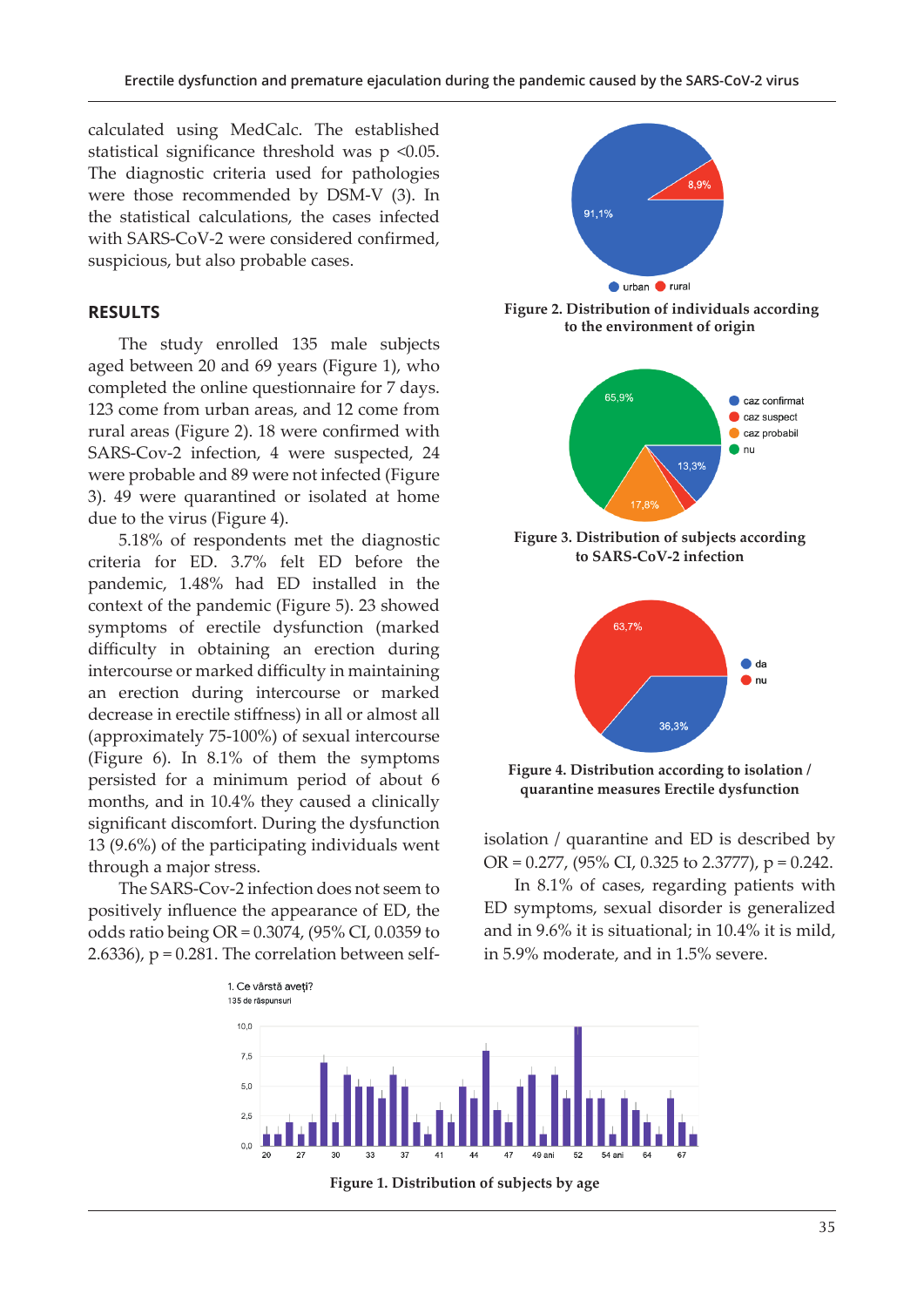calculated using MedCalc. The established statistical significance threshold was $p < 0.05$. The diagnostic criteria used for pathologies were those recommended by DSM-V (3). In the statistical calculations, the cases infected with SARS-CoV-2 were considered confirmed, suspicious, but also probable cases.

## RESULTS

The study enrolled 135 male subjects aged between 20 and 69 years (Figure 1), who completed the online questionnaire for 7 days. 123 come from urban areas, and 12 come from rural areas (Figure 2). 18 were confirmed with SARS-Cov-2 infection, 4 were suspected, 24 were probable and 89 were not infected (Figure 3). 49 were quarantined or isolated at home due to the virus (Figure 4).

5.18% of respondents met the diagnostic criteria for ED. 3.7% felt ED before the pandemic, 1.48% had ED installed in the context of the pandemic (Figure 5). 23 showed symptoms of erectile dysfunction (marked difficulty in obtaining an erection during intercourse or marked difficulty in maintaining an erection during intercourse or marked decrease in erectile stiffness) in all or almost all (approximately 75-100%) of sexual intercourse (Figure 6). In 8.1% of them the symptoms persisted for a minimum period of about 6 months, and in 10.4% they caused a clinically significant discomfort. During the dysfunction 13 (9.6%) of the participating individuals went through a major stress.

The SARS-Cov-2 infection does not seem to positively influence the appearance of ED, the odds ratio being OR = 0.3074, (95% CI, 0.0359 to 2.6336), $p = 0.281$. The correlation between self-isolation / quarantine and ED is described by OR = 0.277, (95% CI, 0.325 to 2.3777), $p = 0.242$.

In 8.1% of cases, regarding patients with ED symptoms, sexual disorder is generalized and in 9.6% it is situational; in 10.4% it is mild, in 5.9% moderate, and in 1.5% severe.

**Figure 2. Distribution of individuals according to the environment of origin**

**Figure 3. Distribution of subjects according to SARS-CoV-2 infection**

**Figure 4. Distribution according to isolation / quarantine measures Erectile dysfunction**

**Figure 1. Distribution of subjects by age**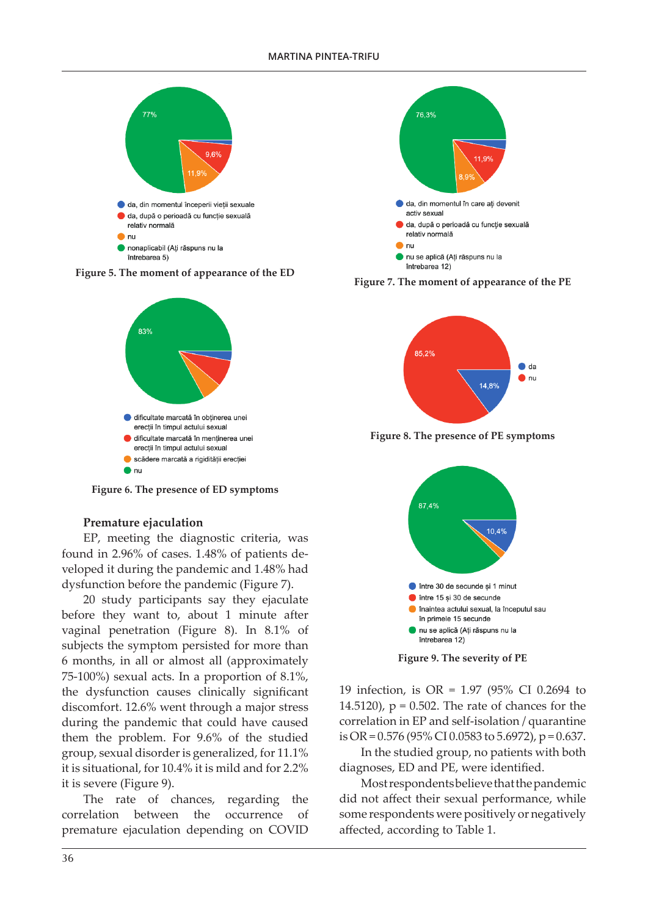Figure 5. The moment of appearance of the ED

Figure 6. The presence of ED symptoms

Figure 7. The moment of appearance of the PE

Figure 8. The presence of PE symptoms

Figure 9. The severity of PE

### Premature ejaculation

EP, meeting the diagnostic criteria, was found in 2.96% of cases. 1.48% of patients developed it during the pandemic and 1.48% had dysfunction before the pandemic (Figure 7).

20 study participants say they ejaculate before they want to, about 1 minute after vaginal penetration (Figure 8). In 8.1% of subjects the symptom persisted for more than 6 months, in all or almost all (approximately 75-100%) sexual acts. In a proportion of 8.1%, the dysfunction causes clinically significant discomfort. 12.6% went through a major stress during the pandemic that could have caused them the problem. For 9.6% of the studied group, sexual disorder is generalized, for 11.1% it is situational, for 10.4% it is mild and for 2.2% it is severe (Figure 9).

The rate of chances, regarding the correlation between the occurrence of premature ejaculation depending on COVID 19 infection, is OR = 1.97 (95% CI 0.2694 to 14.5120), p = 0.502. The rate of chances for the correlation in EP and self-isolation / quarantine is OR = 0.576 (95% CI 0.0583 to 5.6972), p = 0.637.

In the studied group, no patients with both diagnoses, ED and PE, were identified.

Most respondents believe that the pandemic did not affect their sexual performance, while some respondents were positively or negatively affected, according to Table 1.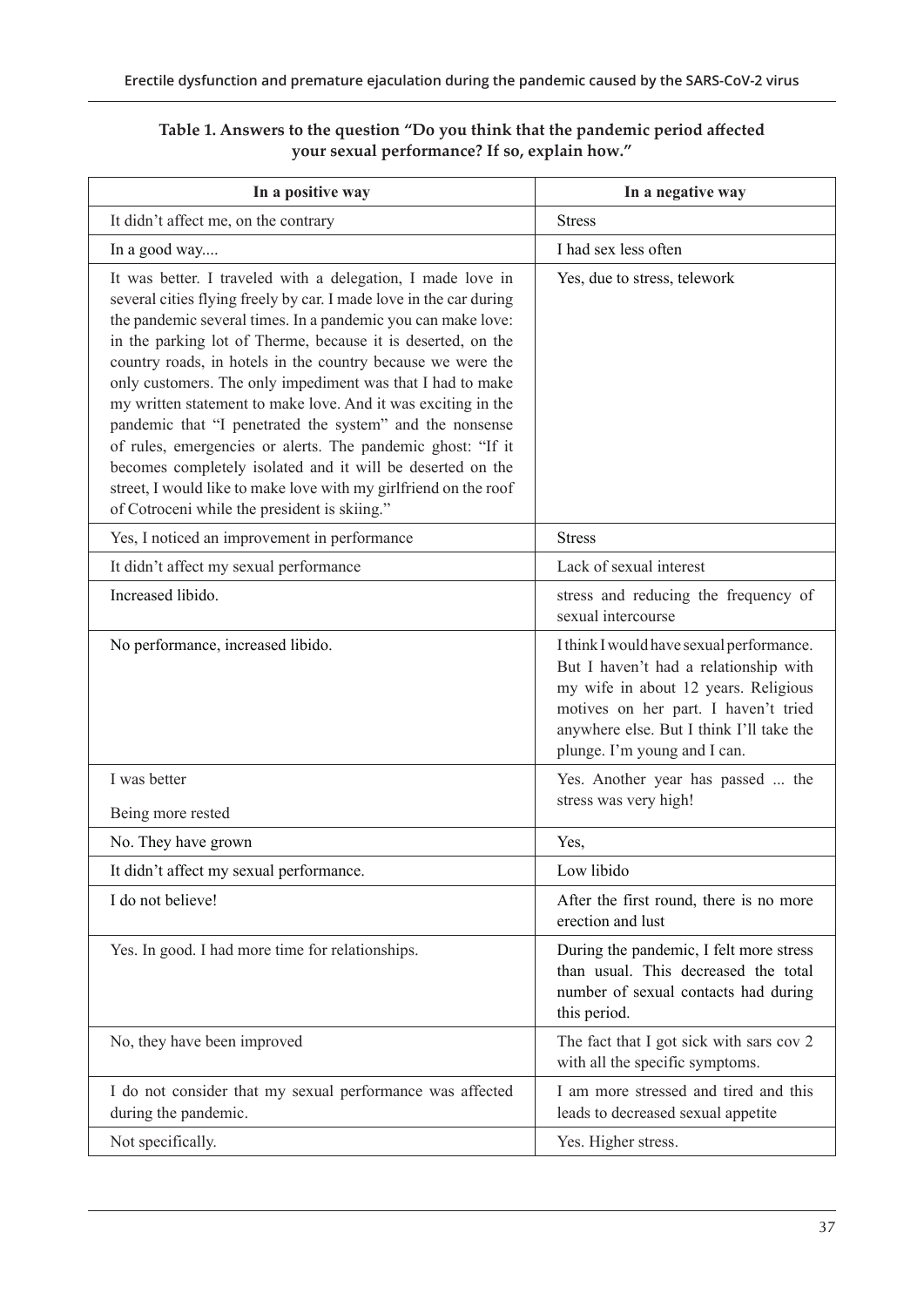**Table 1. Answers to the question "Do you think that the pandemic period affected your sexual performance? If so, explain how."**

| In a positive way | In a negative way |
|---|---|
| It didn't affect me, on the contrary | Stress |
| In a good way.... | I had sex less often |
| It was better. I traveled with a delegation, I made love in several cities flying freely by car. I made love in the car during the pandemic several times. In a pandemic you can make love: in the parking lot of Therme, because it is deserted, on the country roads, in hotels in the country because we were the only customers. The only impediment was that I had to make my written statement to make love. And it was exciting in the pandemic that "I penetrated the system" and the nonsense of rules, emergencies or alerts. The pandemic ghost: "If it becomes completely isolated and it will be deserted on the street, I would like to make love with my girlfriend on the roof of Cotroceni while the president is skiing." | Yes, due to stress, telework |
| Yes, I noticed an improvement in performance | Stress |
| It didn't affect my sexual performance | Lack of sexual interest |
| Increased libido. | stress and reducing the frequency of sexual intercourse |
| No performance, increased libido. | I think I would have sexual performance. But I haven't had a relationship with my wife in about 12 years. Religious motives on her part. I haven't tried anywhere else. But I think I'll take the plunge. I'm young and I can. |
| I was better<br>Being more rested | Yes. Another year has passed ... the stress was very high! |
| No. They have grown | Yes, |
| It didn't affect my sexual performance. | Low libido |
| I do not believe! | After the first round, there is no more erection and lust |
| Yes. In good. I had more time for relationships. | During the pandemic, I felt more stress than usual. This decreased the total number of sexual contacts had during this period. |
| No, they have been improved | The fact that I got sick with sars cov 2 with all the specific symptoms. |
| I do not consider that my sexual performance was affected during the pandemic. | I am more stressed and tired and this leads to decreased sexual appetite |
| Not specifically. | Yes. Higher stress. |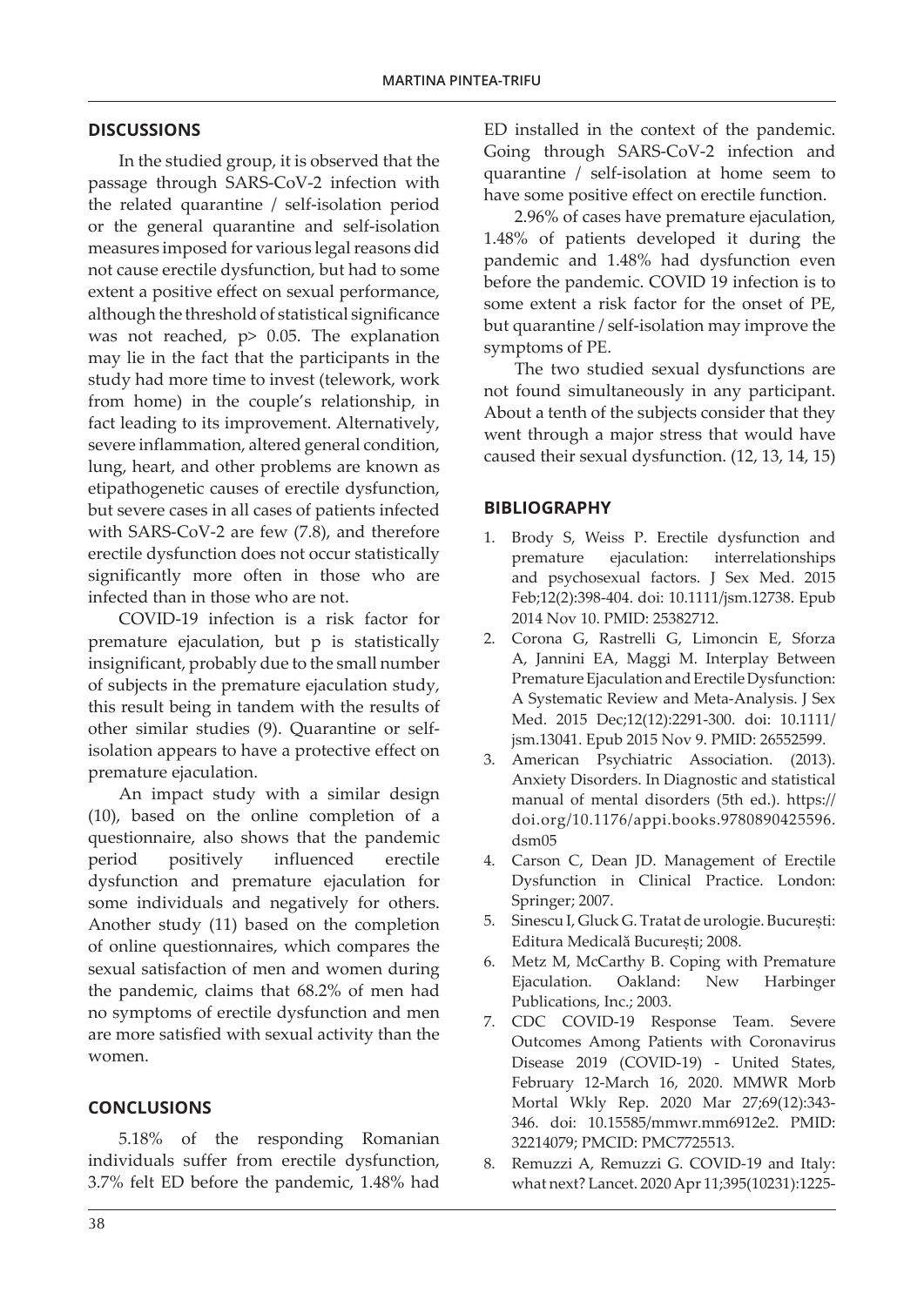## DISCUSSIONS

In the studied group, it is observed that the passage through SARS-CoV-2 infection with the related quarantine / self-isolation period or the general quarantine and self-isolation measures imposed for various legal reasons did not cause erectile dysfunction, but had to some extent a positive effect on sexual performance, although the threshold of statistical significance was not reached, $p > 0.05$. The explanation may lie in the fact that the participants in the study had more time to invest (telework, work from home) in the couple's relationship, in fact leading to its improvement. Alternatively, severe inflammation, altered general condition, lung, heart, and other problems are known as etipathogenetic causes of erectile dysfunction, but severe cases in all cases of patients infected with SARS-CoV-2 are few (7.8), and therefore erectile dysfunction does not occur statistically significantly more often in those who are infected than in those who are not.

COVID-19 infection is a risk factor for premature ejaculation, but p is statistically insignificant, probably due to the small number of subjects in the premature ejaculation study, this result being in tandem with the results of other similar studies (9). Quarantine or self-isolation appears to have a protective effect on premature ejaculation.

An impact study with a similar design (10), based on the online completion of a questionnaire, also shows that the pandemic period positively influenced erectile dysfunction and premature ejaculation for some individuals and negatively for others. Another study (11) based on the completion of online questionnaires, which compares the sexual satisfaction of men and women during the pandemic, claims that 68.2% of men had no symptoms of erectile dysfunction and men are more satisfied with sexual activity than the women.

## CONCLUSIONS

5.18% of the responding Romanian individuals suffer from erectile dysfunction, 3.7% felt ED before the pandemic, 1.48% had ED installed in the context of the pandemic. Going through SARS-CoV-2 infection and quarantine / self-isolation at home seem to have some positive effect on erectile function.

2.96% of cases have premature ejaculation, 1.48% of patients developed it during the pandemic and 1.48% had dysfunction even before the pandemic. COVID 19 infection is to some extent a risk factor for the onset of PE, but quarantine / self-isolation may improve the symptoms of PE.

The two studied sexual dysfunctions are not found simultaneously in any participant. About a tenth of the subjects consider that they went through a major stress that would have caused their sexual dysfunction. (12, 13, 14, 15)

## BIBLIOGRAPHY

1. Brody S, Weiss P. Erectile dysfunction and premature ejaculation: interrelationships and psychosexual factors. J Sex Med. 2015 Feb;12(2):398-404. doi: 10.1111/jsm.12738. Epub 2014 Nov 10. PMID: 25382712.
2. Corona G, Rastrelli G, Limoncin E, Sforza A, Jannini EA, Maggi M. Interplay Between Premature Ejaculation and Erectile Dysfunction: A Systematic Review and Meta-Analysis. J Sex Med. 2015 Dec;12(12):2291-300. doi: 10.1111/jsm.13041. Epub 2015 Nov 9. PMID: 26552599.
3. American Psychiatric Association. (2013). Anxiety Disorders. In Diagnostic and statistical manual of mental disorders (5th ed.). https://doi.org/10.1176/appi.books.9780890425596.dsm05
4. Carson C, Dean JD. Management of Erectile Dysfunction in Clinical Practice. London: Springer; 2007.
5. Sinescu I, Gluck G. Tratat de urologie. București: Editura Medicală București; 2008.
6. Metz M, McCarthy B. Coping with Premature Ejaculation. Oakland: New Harbinger Publications, Inc.; 2003.
7. CDC COVID-19 Response Team. Severe Outcomes Among Patients with Coronavirus Disease 2019 (COVID-19) - United States, February 12-March 16, 2020. MMWR Morb Mortal Wkly Rep. 2020 Mar 27;69(12):343-346. doi: 10.15585/mmwr.mm6912e2. PMID: 32214079; PMCID: PMC7725513.
8. Remuzzi A, Remuzzi G. COVID-19 and Italy: what next? Lancet. 2020 Apr 11;395(10231):1225-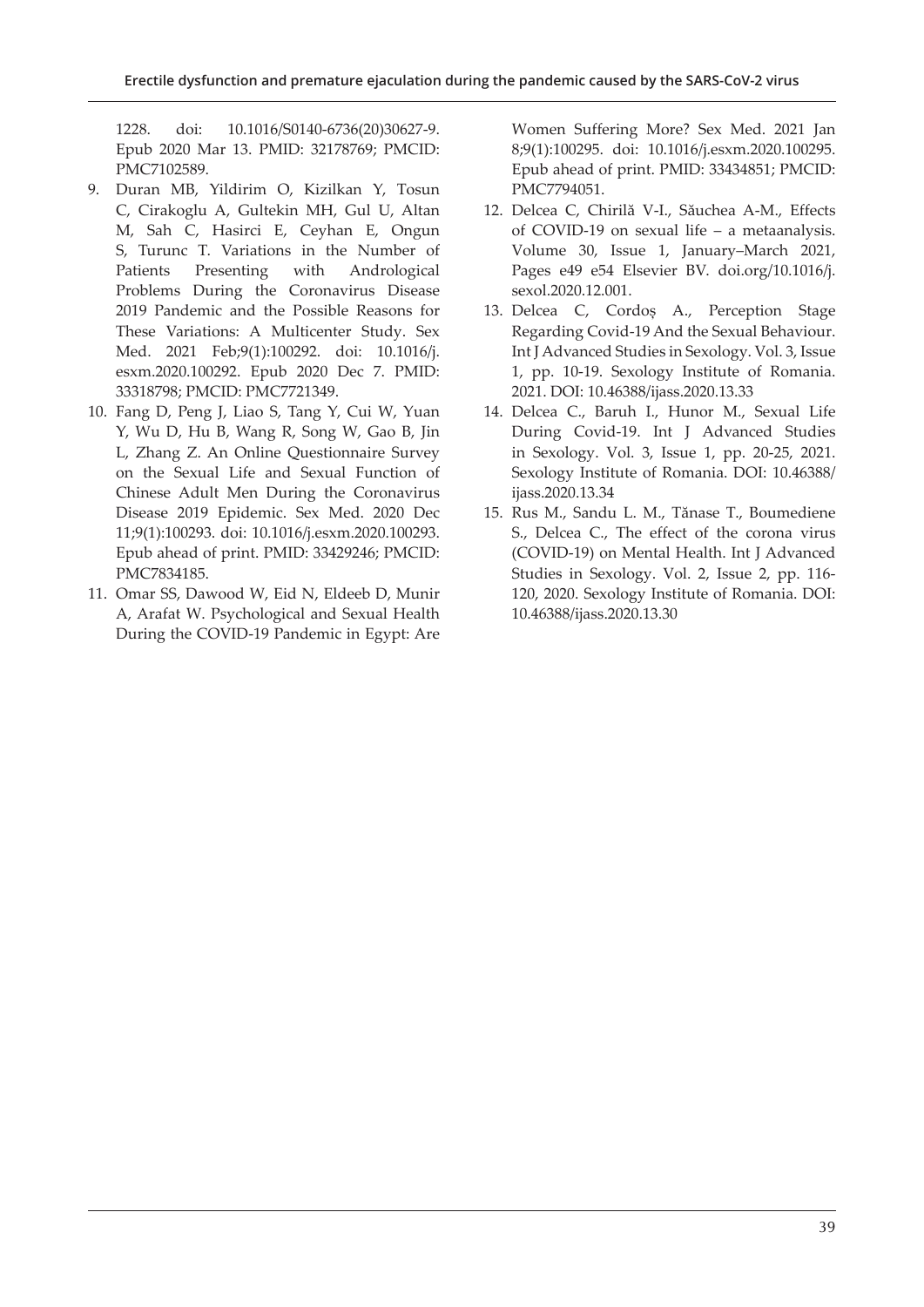1228. doi: 10.1016/S0140-6736(20)30627-9. Epub 2020 Mar 13. PMID: 32178769; PMCID: PMC7102589.

9. Duran MB, Yildirim O, Kizilkan Y, Tosun C, Cirakoglu A, Gultekin MH, Gul U, Altan M, Sah C, Hasirci E, Ceyhan E, Ongun S, Turunc T. Variations in the Number of Patients Presenting with Andrological Problems During the Coronavirus Disease 2019 Pandemic and the Possible Reasons for These Variations: A Multicenter Study. Sex Med. 2021 Feb;9(1):100292. doi: 10.1016/j.esxm.2020.100292. Epub 2020 Dec 7. PMID: 33318798; PMCID: PMC7721349.
10. Fang D, Peng J, Liao S, Tang Y, Cui W, Yuan Y, Wu D, Hu B, Wang R, Song W, Gao B, Jin L, Zhang Z. An Online Questionnaire Survey on the Sexual Life and Sexual Function of Chinese Adult Men During the Coronavirus Disease 2019 Epidemic. Sex Med. 2020 Dec 11;9(1):100293. doi: 10.1016/j.esxm.2020.100293. Epub ahead of print. PMID: 33429246; PMCID: PMC7834185.
11. Omar SS, Dawood W, Eid N, Eldeeb D, Munir A, Arafat W. Psychological and Sexual Health During the COVID-19 Pandemic in Egypt: Are Women Suffering More? Sex Med. 2021 Jan 8;9(1):100295. doi: 10.1016/j.esxm.2020.100295. Epub ahead of print. PMID: 33434851; PMCID: PMC7794051.
12. Delcea C, Chirilă V-I., Săuchea A-M., Effects of COVID-19 on sexual life – a metaanalysis. Volume 30, Issue 1, January–March 2021, Pages e49 e54 Elsevier BV. doi.org/10.1016/j.sexol.2020.12.001.
13. Delcea C, Cordoș A., Perception Stage Regarding Covid-19 And the Sexual Behaviour. Int J Advanced Studies in Sexology. Vol. 3, Issue 1, pp. 10-19. Sexology Institute of Romania. 2021. DOI: 10.46388/ijass.2020.13.33
14. Delcea C., Baruh I., Hunor M., Sexual Life During Covid-19. Int J Advanced Studies in Sexology. Vol. 3, Issue 1, pp. 20-25, 2021. Sexology Institute of Romania. DOI: 10.46388/ijass.2020.13.34
15. Rus M., Sandu L. M., Tănase T., Boumediene S., Delcea C., The effect of the corona virus (COVID-19) on Mental Health. Int J Advanced Studies in Sexology. Vol. 2, Issue 2, pp. 116-120, 2020. Sexology Institute of Romania. DOI: 10.46388/ijass.2020.13.30